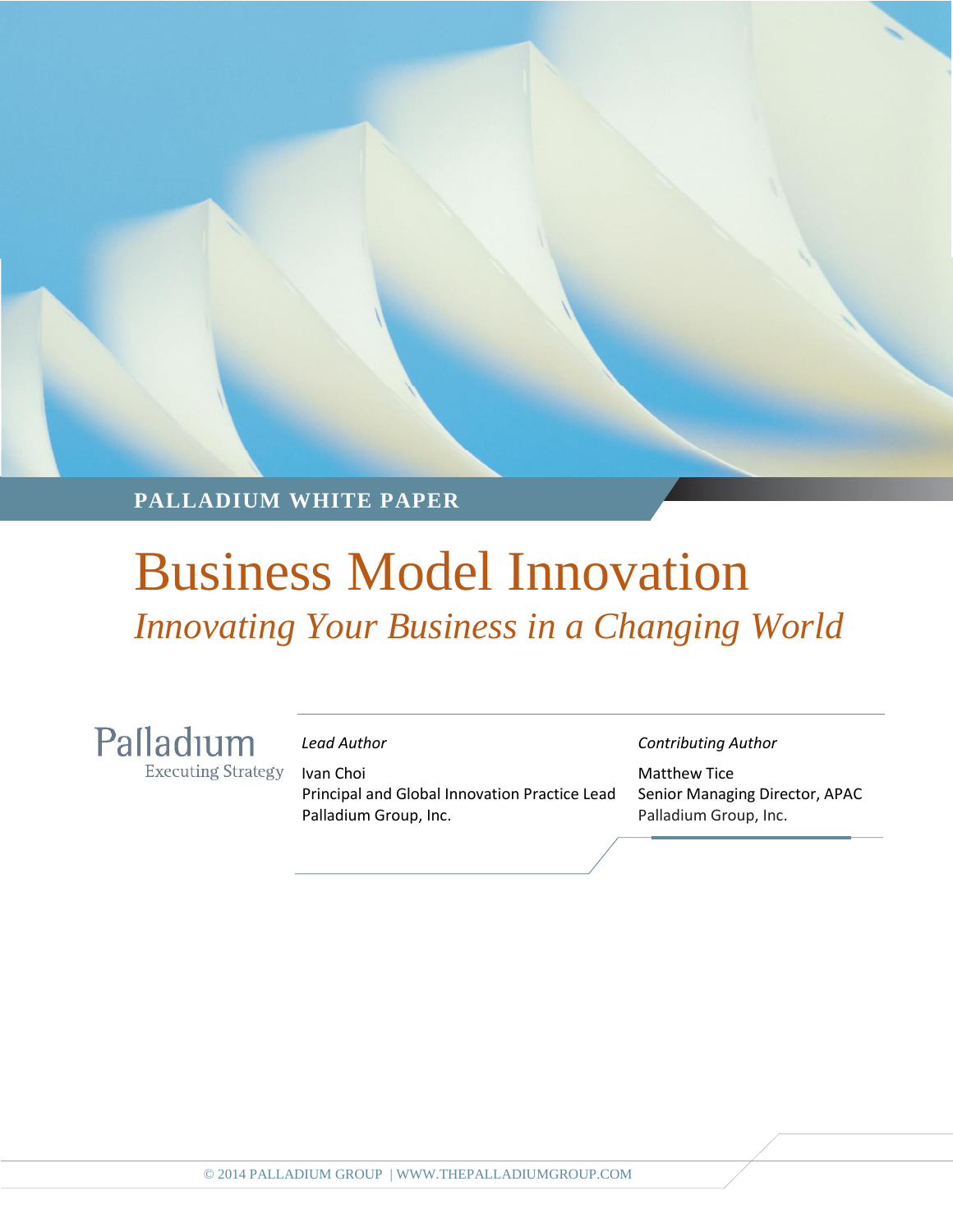PALLADIUM WHITE PAPER

# Business Model Innovation

*Innovating Your Business in a Changing World*

Palladium
Executing Strategy

*Lead Author*

Ivan Choi
Principal and Global Innovation Practice Lead
Palladium Group, Inc.

*Contributing Author*

Matthew Tice
Senior Managing Director, APAC
Palladium Group, Inc.

© 2014 PALLADIUM GROUP | WWW.THEPALLADIUMGROUP.COM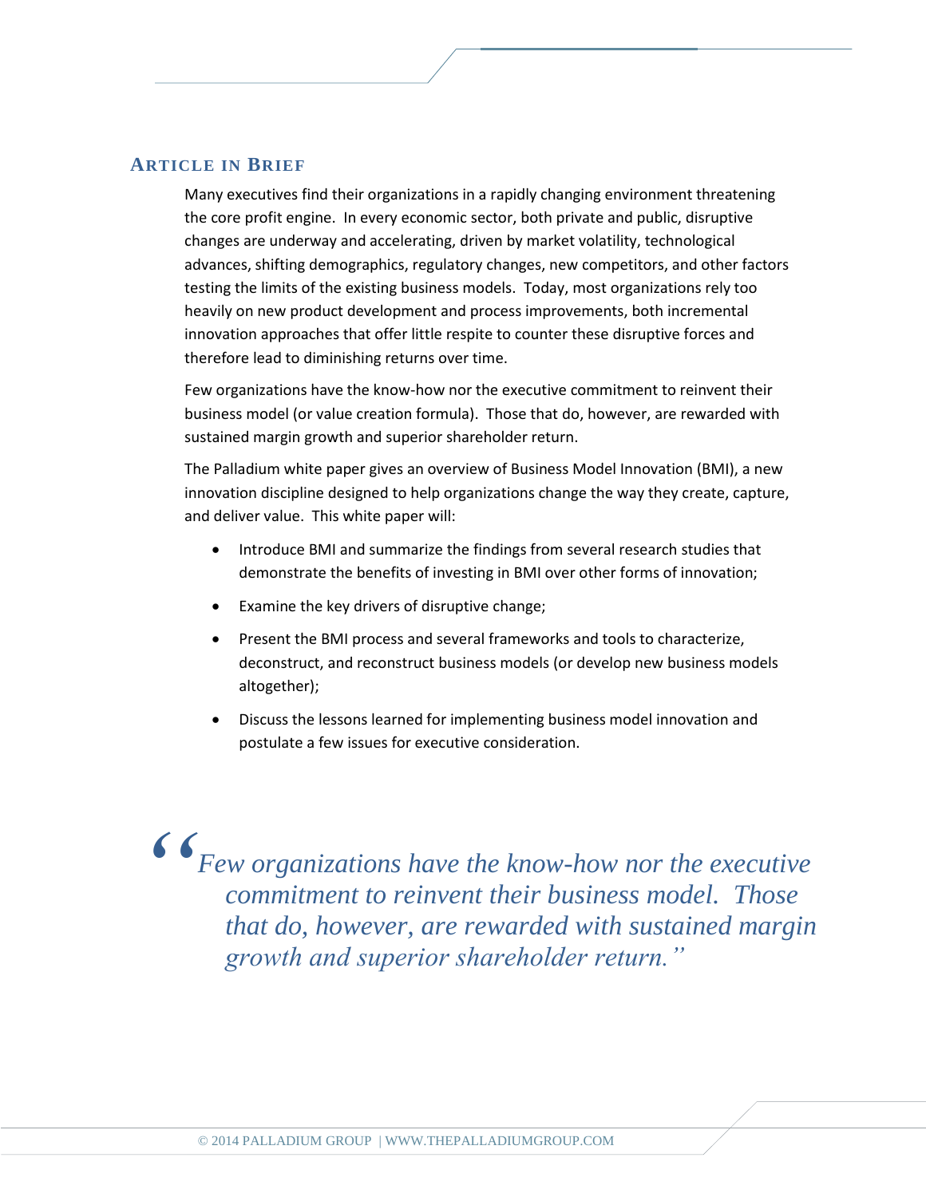## Article in Brief

Many executives find their organizations in a rapidly changing environment threatening the core profit engine. In every economic sector, both private and public, disruptive changes are underway and accelerating, driven by market volatility, technological advances, shifting demographics, regulatory changes, new competitors, and other factors testing the limits of the existing business models. Today, most organizations rely too heavily on new product development and process improvements, both incremental innovation approaches that offer little respite to counter these disruptive forces and therefore lead to diminishing returns over time.

Few organizations have the know-how nor the executive commitment to reinvent their business model (or value creation formula). Those that do, however, are rewarded with sustained margin growth and superior shareholder return.

The Palladium white paper gives an overview of Business Model Innovation (BMI), a new innovation discipline designed to help organizations change the way they create, capture, and deliver value. This white paper will:

- Introduce BMI and summarize the findings from several research studies that demonstrate the benefits of investing in BMI over other forms of innovation;
- Examine the key drivers of disruptive change;
- Present the BMI process and several frameworks and tools to characterize, deconstruct, and reconstruct business models (or develop new business models altogether);
- Discuss the lessons learned for implementing business model innovation and postulate a few issues for executive consideration.

> *"Few organizations have the know-how nor the executive commitment to reinvent their business model. Those that do, however, are rewarded with sustained margin growth and superior shareholder return."*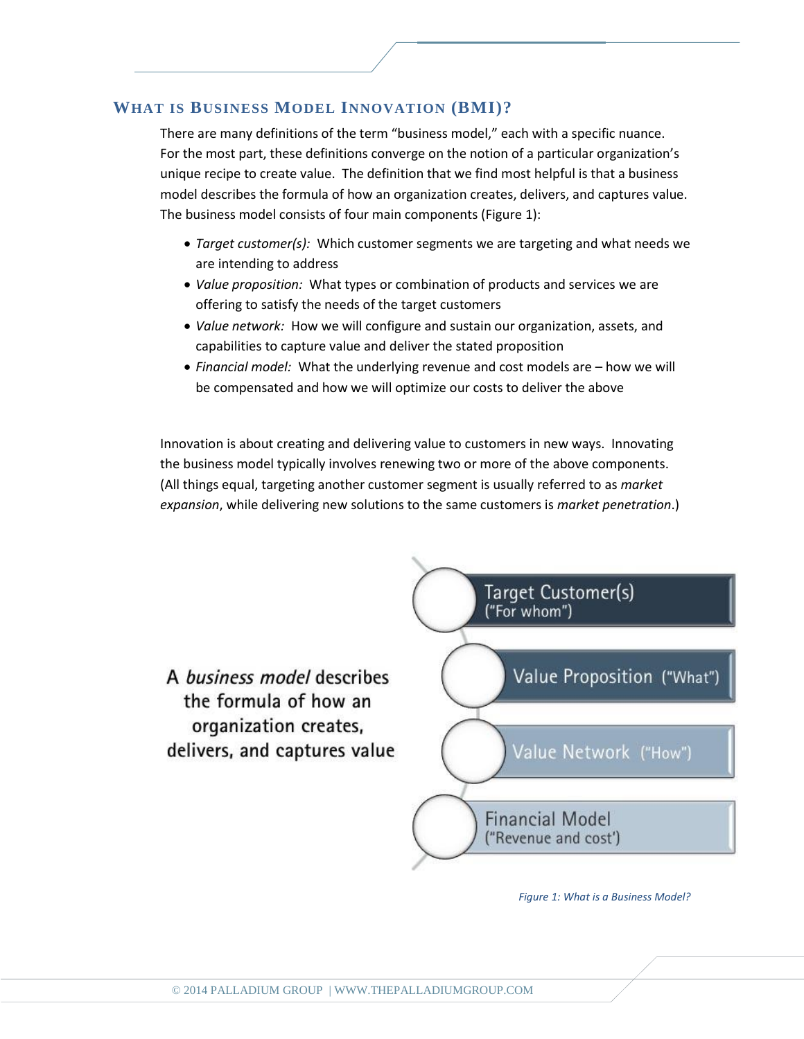## What is Business Model Innovation (BMI)?

There are many definitions of the term "business model," each with a specific nuance. For the most part, these definitions converge on the notion of a particular organization's unique recipe to create value. The definition that we find most helpful is that a business model describes the formula of how an organization creates, delivers, and captures value. The business model consists of four main components (Figure 1):

- *Target customer(s):* Which customer segments we are targeting and what needs we are intending to address
- *Value proposition:* What types or combination of products and services we are offering to satisfy the needs of the target customers
- *Value network:* How we will configure and sustain our organization, assets, and capabilities to capture value and deliver the stated proposition
- *Financial model:* What the underlying revenue and cost models are – how we will be compensated and how we will optimize our costs to deliver the above

Innovation is about creating and delivering value to customers in new ways. Innovating the business model typically involves renewing two or more of the above components. (All things equal, targeting another customer segment is usually referred to as *market expansion*, while delivering new solutions to the same customers is *market penetration*.)

A *business model* describes the formula of how an organization creates, delivers, and captures value

- Target Customer(s) ("For whom")
- Value Proposition ("What")
- Value Network ("How")
- Financial Model ("Revenue and cost')

*Figure 1: What is a Business Model?*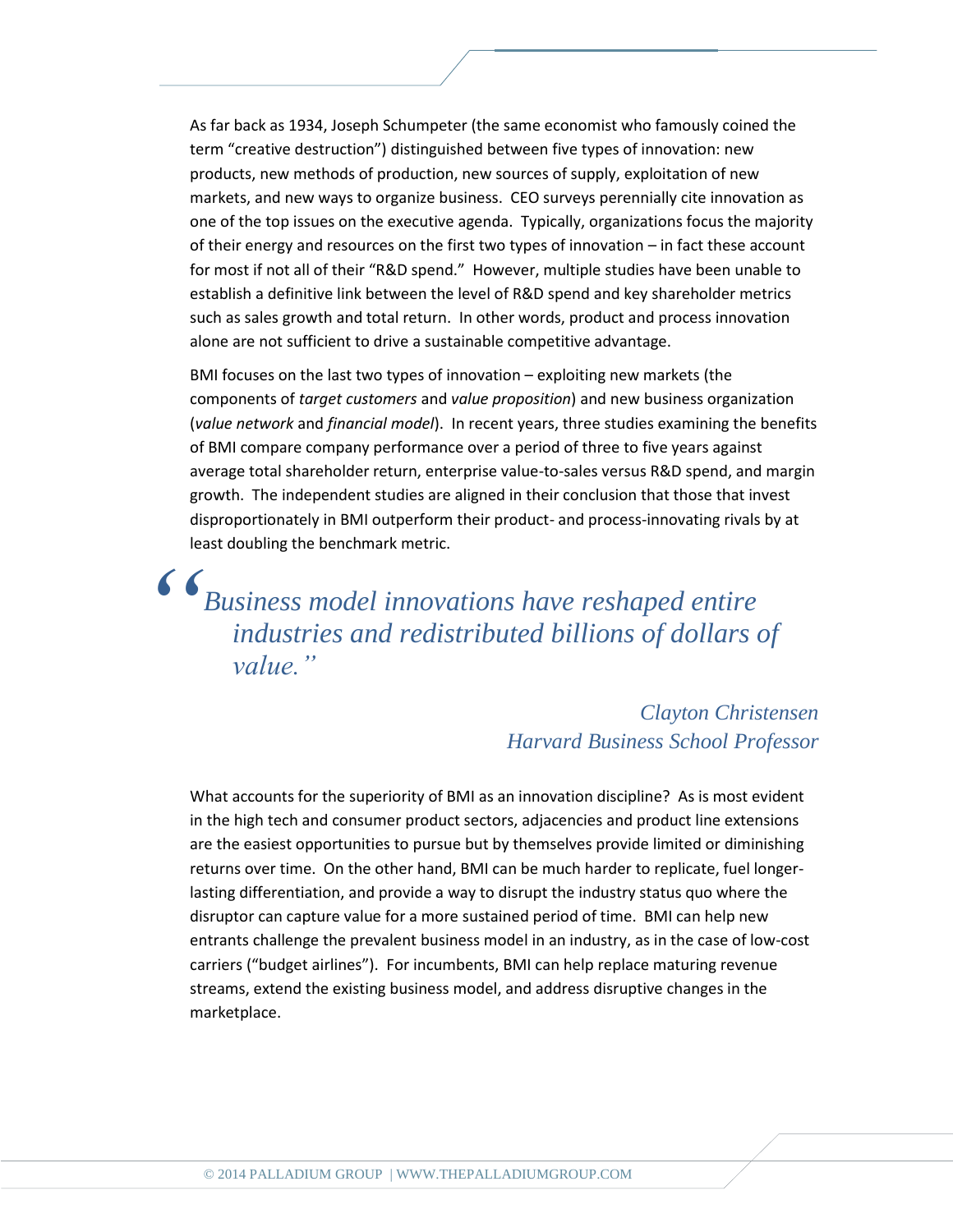As far back as 1934, Joseph Schumpeter (the same economist who famously coined the term "creative destruction") distinguished between five types of innovation: new products, new methods of production, new sources of supply, exploitation of new markets, and new ways to organize business. CEO surveys perennially cite innovation as one of the top issues on the executive agenda. Typically, organizations focus the majority of their energy and resources on the first two types of innovation – in fact these account for most if not all of their "R&D spend." However, multiple studies have been unable to establish a definitive link between the level of R&D spend and key shareholder metrics such as sales growth and total return. In other words, product and process innovation alone are not sufficient to drive a sustainable competitive advantage.

BMI focuses on the last two types of innovation – exploiting new markets (the components of *target customers* and *value proposition*) and new business organization (*value network* and *financial model*). In recent years, three studies examining the benefits of BMI compare company performance over a period of three to five years against average total shareholder return, enterprise value-to-sales versus R&D spend, and margin growth. The independent studies are aligned in their conclusion that those that invest disproportionately in BMI outperform their product- and process-innovating rivals by at least doubling the benchmark metric.

> *"Business model innovations have reshaped entire industries and redistributed billions of dollars of value."*
>
> *Clayton Christensen*
> *Harvard Business School Professor*

What accounts for the superiority of BMI as an innovation discipline? As is most evident in the high tech and consumer product sectors, adjacencies and product line extensions are the easiest opportunities to pursue but by themselves provide limited or diminishing returns over time. On the other hand, BMI can be much harder to replicate, fuel longer-lasting differentiation, and provide a way to disrupt the industry status quo where the disruptor can capture value for a more sustained period of time. BMI can help new entrants challenge the prevalent business model in an industry, as in the case of low-cost carriers ("budget airlines"). For incumbents, BMI can help replace maturing revenue streams, extend the existing business model, and address disruptive changes in the marketplace.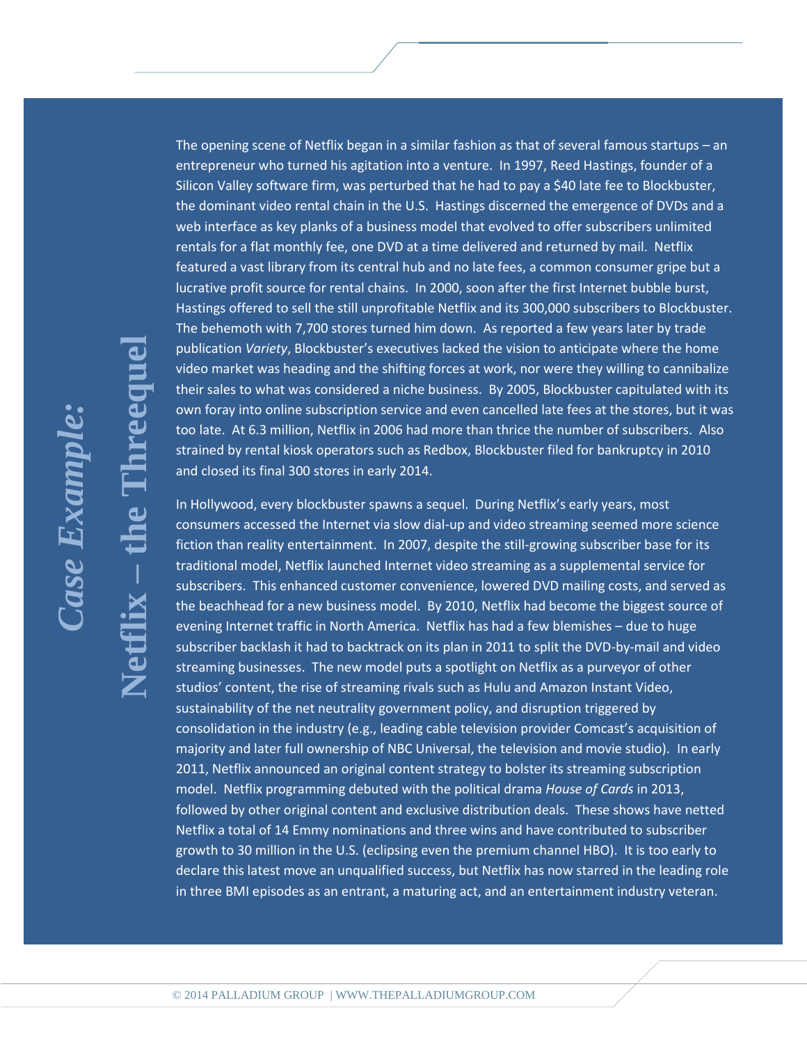## *Case Example:* Netflix – the Threequel

The opening scene of Netflix began in a similar fashion as that of several famous startups – an entrepreneur who turned his agitation into a venture. In 1997, Reed Hastings, founder of a Silicon Valley software firm, was perturbed that he had to pay a $40 late fee to Blockbuster, the dominant video rental chain in the U.S. Hastings discerned the emergence of DVDs and a web interface as key planks of a business model that evolved to offer subscribers unlimited rentals for a flat monthly fee, one DVD at a time delivered and returned by mail. Netflix featured a vast library from its central hub and no late fees, a common consumer gripe but a lucrative profit source for rental chains. In 2000, soon after the first Internet bubble burst, Hastings offered to sell the still unprofitable Netflix and its 300,000 subscribers to Blockbuster. The behemoth with 7,700 stores turned him down. As reported a few years later by trade publication *Variety*, Blockbuster's executives lacked the vision to anticipate where the home video market was heading and the shifting forces at work, nor were they willing to cannibalize their sales to what was considered a niche business. By 2005, Blockbuster capitulated with its own foray into online subscription service and even cancelled late fees at the stores, but it was too late. At 6.3 million, Netflix in 2006 had more than thrice the number of subscribers. Also strained by rental kiosk operators such as Redbox, Blockbuster filed for bankruptcy in 2010 and closed its final 300 stores in early 2014.

In Hollywood, every blockbuster spawns a sequel. During Netflix's early years, most consumers accessed the Internet via slow dial-up and video streaming seemed more science fiction than reality entertainment. In 2007, despite the still-growing subscriber base for its traditional model, Netflix launched Internet video streaming as a supplemental service for subscribers. This enhanced customer convenience, lowered DVD mailing costs, and served as the beachhead for a new business model. By 2010, Netflix had become the biggest source of evening Internet traffic in North America. Netflix has had a few blemishes – due to huge subscriber backlash it had to backtrack on its plan in 2011 to split the DVD-by-mail and video streaming businesses. The new model puts a spotlight on Netflix as a purveyor of other studios' content, the rise of streaming rivals such as Hulu and Amazon Instant Video, sustainability of the net neutrality government policy, and disruption triggered by consolidation in the industry (e.g., leading cable television provider Comcast's acquisition of majority and later full ownership of NBC Universal, the television and movie studio). In early 2011, Netflix announced an original content strategy to bolster its streaming subscription model. Netflix programming debuted with the political drama *House of Cards* in 2013, followed by other original content and exclusive distribution deals. These shows have netted Netflix a total of 14 Emmy nominations and three wins and have contributed to subscriber growth to 30 million in the U.S. (eclipsing even the premium channel HBO). It is too early to declare this latest move an unqualified success, but Netflix has now starred in the leading role in three BMI episodes as an entrant, a maturing act, and an entertainment industry veteran.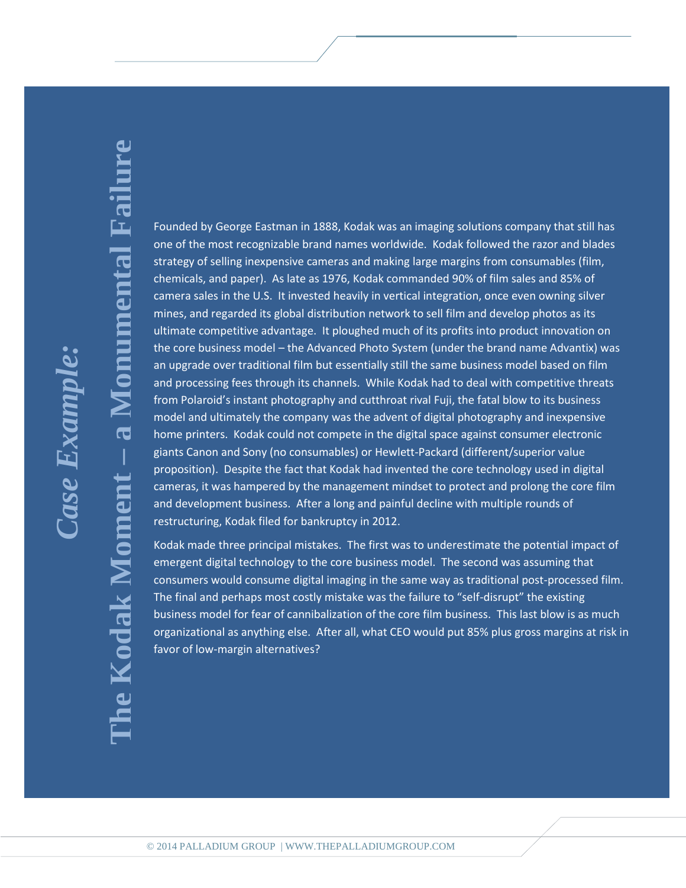## *Case Example:*

# The Kodak Moment – a Monumental Failure

Founded by George Eastman in 1888, Kodak was an imaging solutions company that still has one of the most recognizable brand names worldwide. Kodak followed the razor and blades strategy of selling inexpensive cameras and making large margins from consumables (film, chemicals, and paper). As late as 1976, Kodak commanded 90% of film sales and 85% of camera sales in the U.S. It invested heavily in vertical integration, once even owning silver mines, and regarded its global distribution network to sell film and develop photos as its ultimate competitive advantage. It ploughed much of its profits into product innovation on the core business model – the Advanced Photo System (under the brand name Advantix) was an upgrade over traditional film but essentially still the same business model based on film and processing fees through its channels. While Kodak had to deal with competitive threats from Polaroid's instant photography and cutthroat rival Fuji, the fatal blow to its business model and ultimately the company was the advent of digital photography and inexpensive home printers. Kodak could not compete in the digital space against consumer electronic giants Canon and Sony (no consumables) or Hewlett-Packard (different/superior value proposition). Despite the fact that Kodak had invented the core technology used in digital cameras, it was hampered by the management mindset to protect and prolong the core film and development business. After a long and painful decline with multiple rounds of restructuring, Kodak filed for bankruptcy in 2012.

Kodak made three principal mistakes. The first was to underestimate the potential impact of emergent digital technology to the core business model. The second was assuming that consumers would consume digital imaging in the same way as traditional post-processed film. The final and perhaps most costly mistake was the failure to "self-disrupt" the existing business model for fear of cannibalization of the core film business. This last blow is as much organizational as anything else. After all, what CEO would put 85% plus gross margins at risk in favor of low-margin alternatives?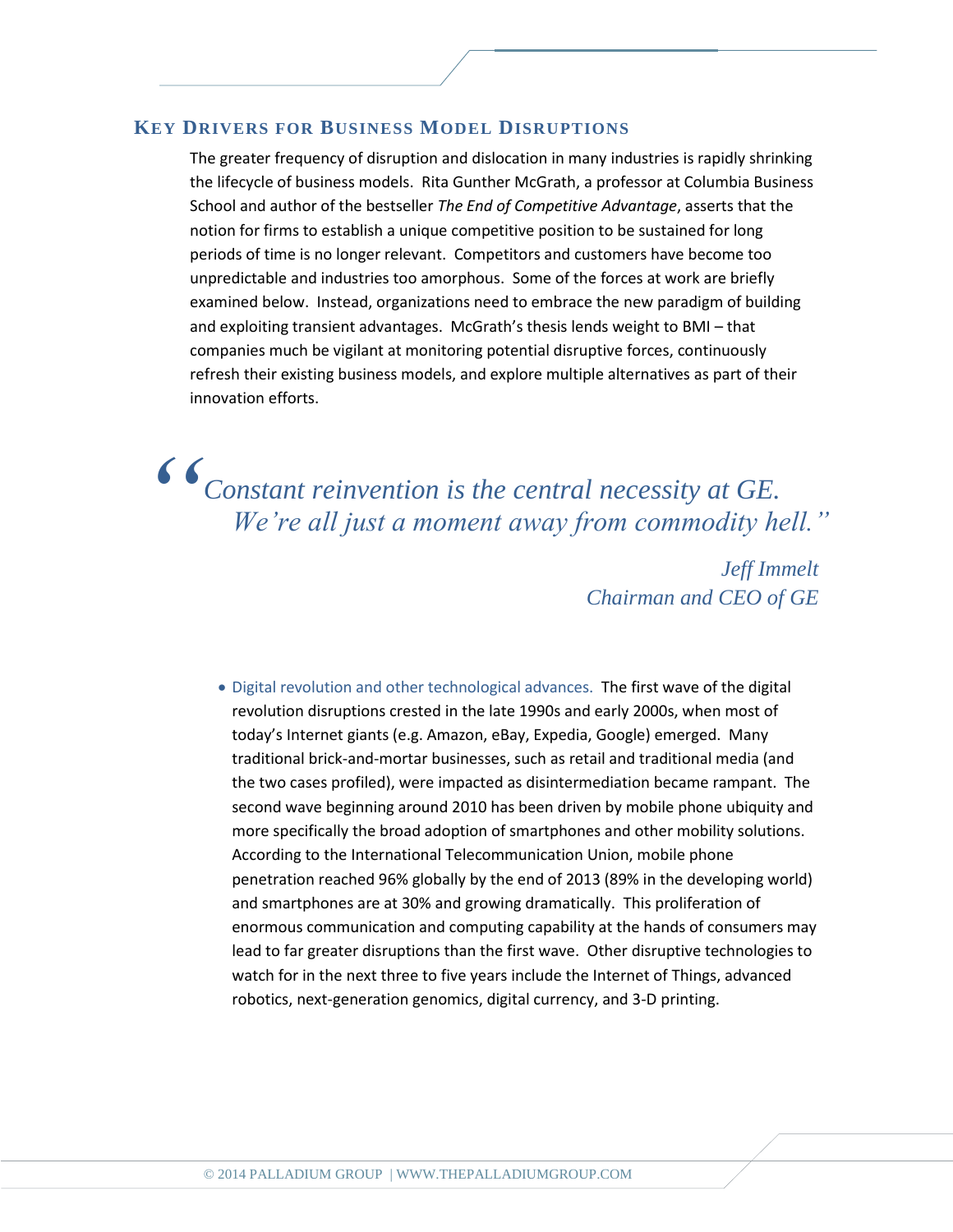## Key Drivers for Business Model Disruptions

The greater frequency of disruption and dislocation in many industries is rapidly shrinking the lifecycle of business models. Rita Gunther McGrath, a professor at Columbia Business School and author of the bestseller *The End of Competitive Advantage*, asserts that the notion for firms to establish a unique competitive position to be sustained for long periods of time is no longer relevant. Competitors and customers have become too unpredictable and industries too amorphous. Some of the forces at work are briefly examined below. Instead, organizations need to embrace the new paradigm of building and exploiting transient advantages. McGrath's thesis lends weight to BMI – that companies much be vigilant at monitoring potential disruptive forces, continuously refresh their existing business models, and explore multiple alternatives as part of their innovation efforts.

> *"Constant reinvention is the central necessity at GE. We're all just a moment away from commodity hell."*
>
> *Jeff Immelt*
> *Chairman and CEO of GE*

- Digital revolution and other technological advances. The first wave of the digital revolution disruptions crested in the late 1990s and early 2000s, when most of today's Internet giants (e.g. Amazon, eBay, Expedia, Google) emerged. Many traditional brick-and-mortar businesses, such as retail and traditional media (and the two cases profiled), were impacted as disintermediation became rampant. The second wave beginning around 2010 has been driven by mobile phone ubiquity and more specifically the broad adoption of smartphones and other mobility solutions. According to the International Telecommunication Union, mobile phone penetration reached 96% globally by the end of 2013 (89% in the developing world) and smartphones are at 30% and growing dramatically. This proliferation of enormous communication and computing capability at the hands of consumers may lead to far greater disruptions than the first wave. Other disruptive technologies to watch for in the next three to five years include the Internet of Things, advanced robotics, next-generation genomics, digital currency, and 3-D printing.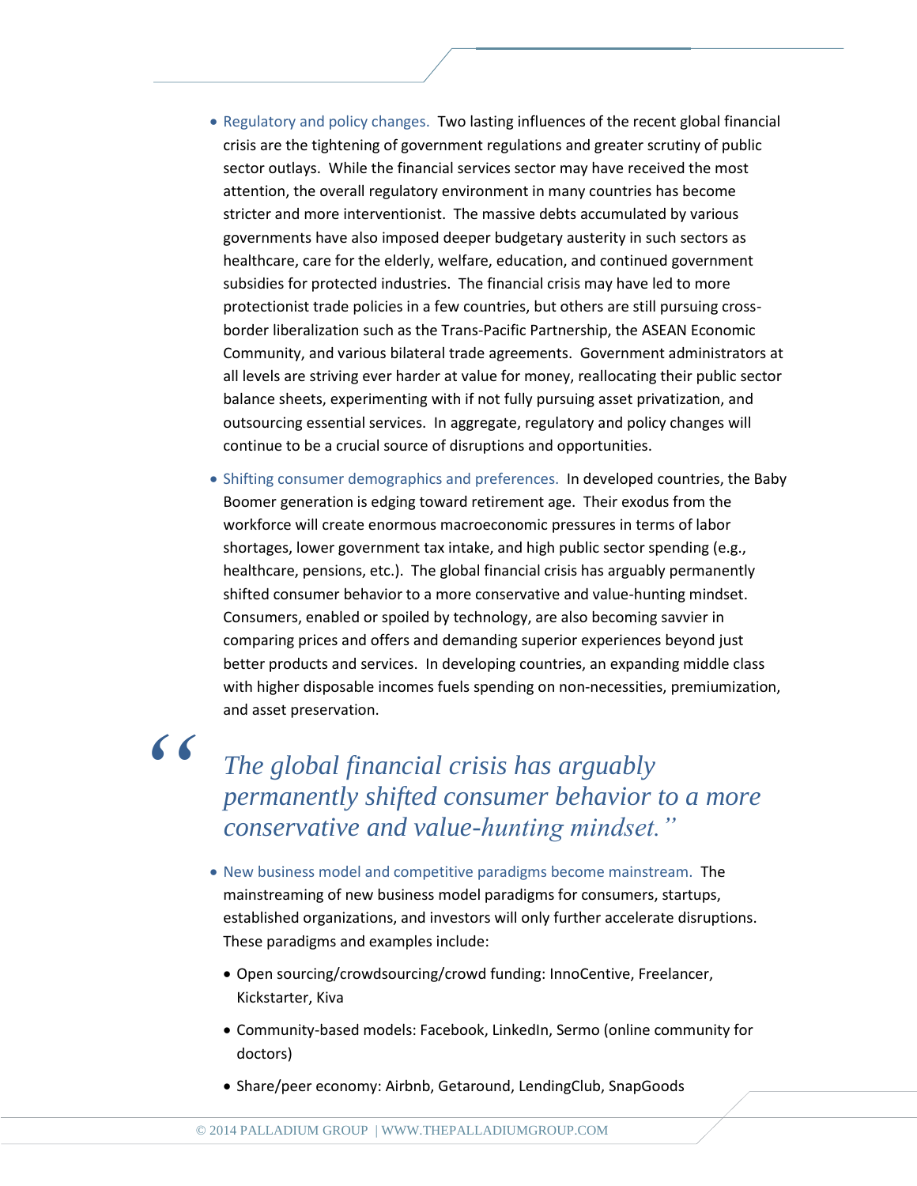- Regulatory and policy changes. Two lasting influences of the recent global financial crisis are the tightening of government regulations and greater scrutiny of public sector outlays. While the financial services sector may have received the most attention, the overall regulatory environment in many countries has become stricter and more interventionist. The massive debts accumulated by various governments have also imposed deeper budgetary austerity in such sectors as healthcare, care for the elderly, welfare, education, and continued government subsidies for protected industries. The financial crisis may have led to more protectionist trade policies in a few countries, but others are still pursuing cross-border liberalization such as the Trans-Pacific Partnership, the ASEAN Economic Community, and various bilateral trade agreements. Government administrators at all levels are striving ever harder at value for money, reallocating their public sector balance sheets, experimenting with if not fully pursuing asset privatization, and outsourcing essential services. In aggregate, regulatory and policy changes will continue to be a crucial source of disruptions and opportunities.

- Shifting consumer demographics and preferences. In developed countries, the Baby Boomer generation is edging toward retirement age. Their exodus from the workforce will create enormous macroeconomic pressures in terms of labor shortages, lower government tax intake, and high public sector spending (e.g., healthcare, pensions, etc.). The global financial crisis has arguably permanently shifted consumer behavior to a more conservative and value-hunting mindset. Consumers, enabled or spoiled by technology, are also becoming savvier in comparing prices and offers and demanding superior experiences beyond just better products and services. In developing countries, an expanding middle class with higher disposable incomes fuels spending on non-necessities, premiumization, and asset preservation.

> *"The global financial crisis has arguably permanently shifted consumer behavior to a more conservative and value-hunting mindset."*

- New business model and competitive paradigms become mainstream. The mainstreaming of new business model paradigms for consumers, startups, established organizations, and investors will only further accelerate disruptions. These paradigms and examples include:
  - Open sourcing/crowdsourcing/crowd funding: InnoCentive, Freelancer, Kickstarter, Kiva
  - Community-based models: Facebook, LinkedIn, Sermo (online community for doctors)
  - Share/peer economy: Airbnb, Getaround, LendingClub, SnapGoods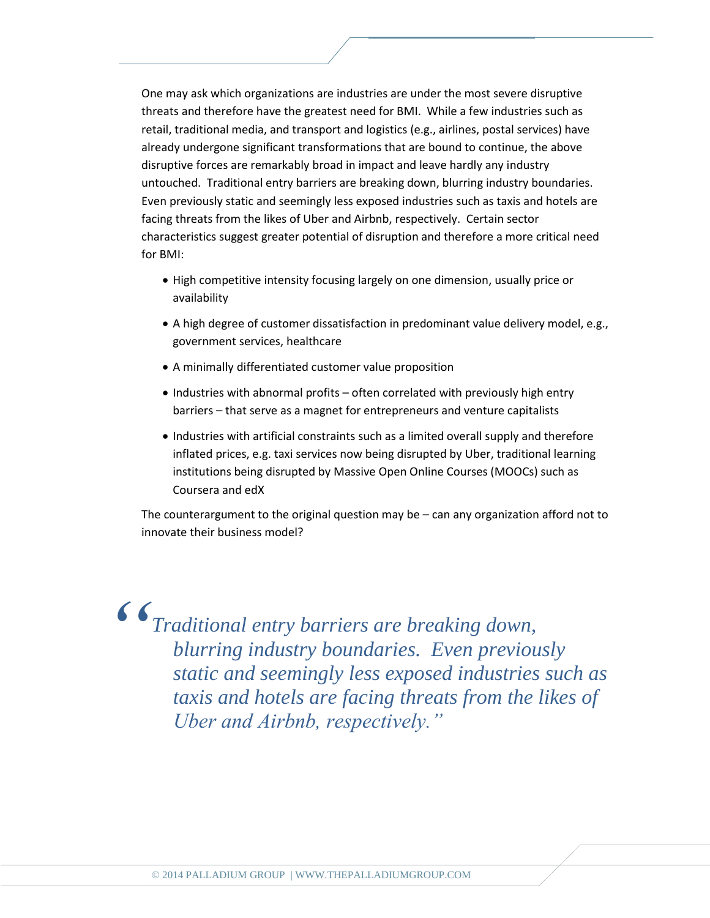One may ask which organizations are industries are under the most severe disruptive threats and therefore have the greatest need for BMI. While a few industries such as retail, traditional media, and transport and logistics (e.g., airlines, postal services) have already undergone significant transformations that are bound to continue, the above disruptive forces are remarkably broad in impact and leave hardly any industry untouched. Traditional entry barriers are breaking down, blurring industry boundaries. Even previously static and seemingly less exposed industries such as taxis and hotels are facing threats from the likes of Uber and Airbnb, respectively. Certain sector characteristics suggest greater potential of disruption and therefore a more critical need for BMI:

- High competitive intensity focusing largely on one dimension, usually price or availability
- A high degree of customer dissatisfaction in predominant value delivery model, e.g., government services, healthcare
- A minimally differentiated customer value proposition
- Industries with abnormal profits – often correlated with previously high entry barriers – that serve as a magnet for entrepreneurs and venture capitalists
- Industries with artificial constraints such as a limited overall supply and therefore inflated prices, e.g. taxi services now being disrupted by Uber, traditional learning institutions being disrupted by Massive Open Online Courses (MOOCs) such as Coursera and edX

The counterargument to the original question may be – can any organization afford not to innovate their business model?

> *"Traditional entry barriers are breaking down, blurring industry boundaries. Even previously static and seemingly less exposed industries such as taxis and hotels are facing threats from the likes of Uber and Airbnb, respectively."*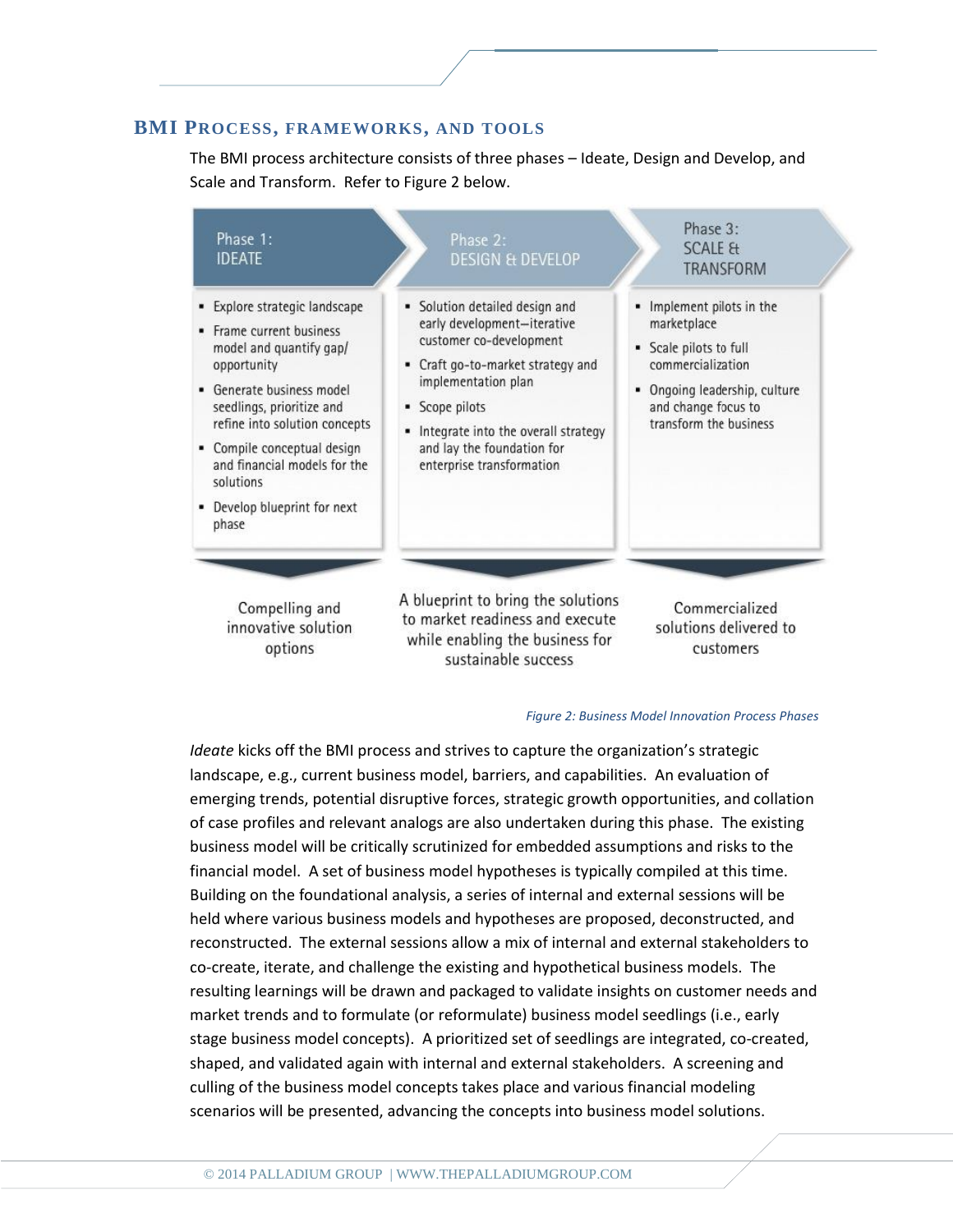## BMI PROCESS, FRAMEWORKS, AND TOOLS

The BMI process architecture consists of three phases – Ideate, Design and Develop, and Scale and Transform. Refer to Figure 2 below.

| Phase 1: IDEATE | Phase 2: DESIGN & DEVELOP | Phase 3: SCALE & TRANSFORM |
|---|---|---|
| ▪ Explore strategic landscape<br>▪ Frame current business model and quantify gap/ opportunity<br>▪ Generate business model seedlings, prioritize and refine into solution concepts<br>▪ Compile conceptual design and financial models for the solutions<br>▪ Develop blueprint for next phase | ▪ Solution detailed design and early development–iterative customer co-development<br>▪ Craft go-to-market strategy and implementation plan<br>▪ Scope pilots<br>▪ Integrate into the overall strategy and lay the foundation for enterprise transformation | ▪ Implement pilots in the marketplace<br>▪ Scale pilots to full commercialization<br>▪ Ongoing leadership, culture and change focus to transform the business |
| Compelling and innovative solution options | A blueprint to bring the solutions to market readiness and execute while enabling the business for sustainable success | Commercialized solutions delivered to customers |

*Figure 2: Business Model Innovation Process Phases*

*Ideate* kicks off the BMI process and strives to capture the organization's strategic landscape, e.g., current business model, barriers, and capabilities. An evaluation of emerging trends, potential disruptive forces, strategic growth opportunities, and collation of case profiles and relevant analogs are also undertaken during this phase. The existing business model will be critically scrutinized for embedded assumptions and risks to the financial model. A set of business model hypotheses is typically compiled at this time. Building on the foundational analysis, a series of internal and external sessions will be held where various business models and hypotheses are proposed, deconstructed, and reconstructed. The external sessions allow a mix of internal and external stakeholders to co-create, iterate, and challenge the existing and hypothetical business models. The resulting learnings will be drawn and packaged to validate insights on customer needs and market trends and to formulate (or reformulate) business model seedlings (i.e., early stage business model concepts). A prioritized set of seedlings are integrated, co-created, shaped, and validated again with internal and external stakeholders. A screening and culling of the business model concepts takes place and various financial modeling scenarios will be presented, advancing the concepts into business model solutions.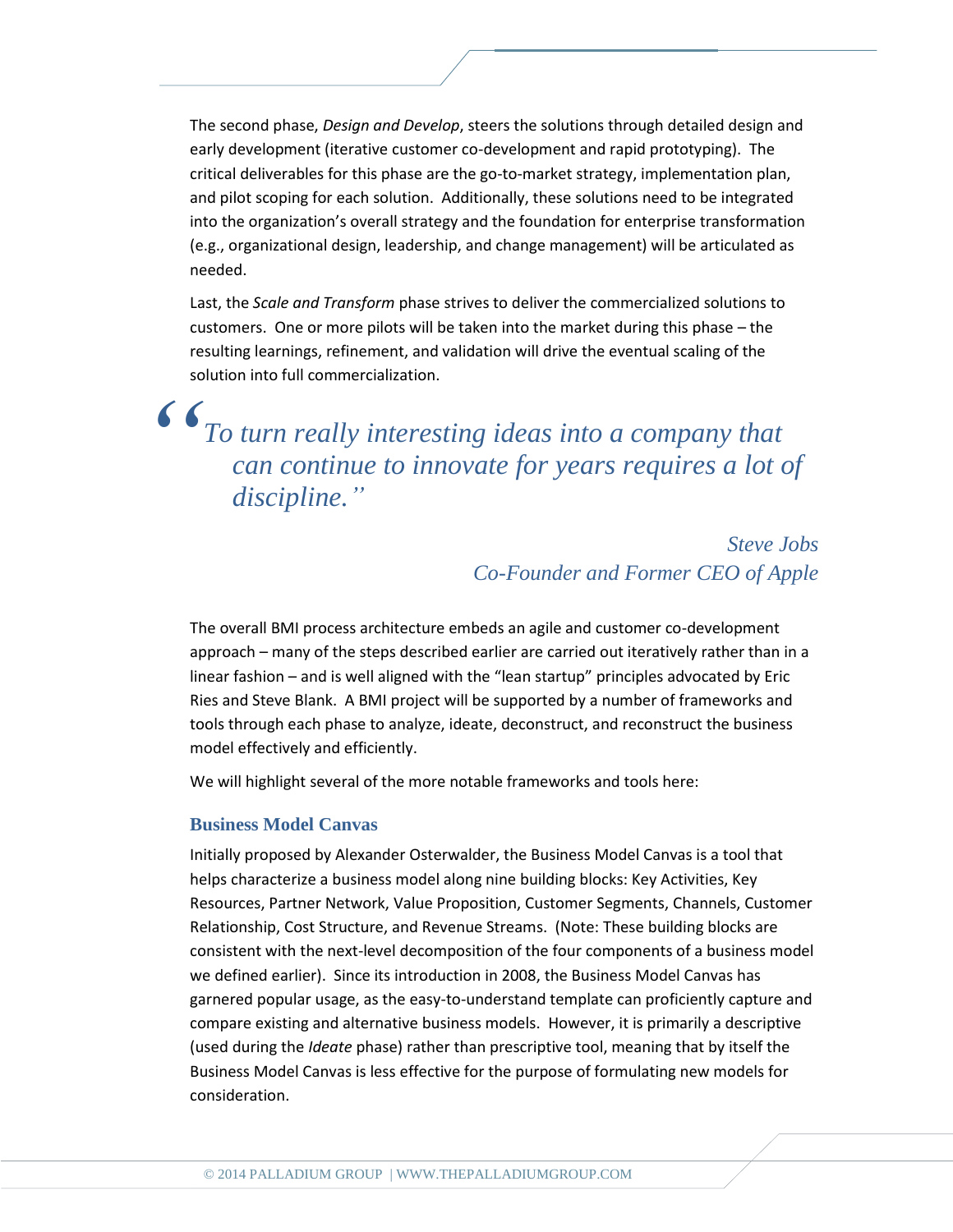The second phase, *Design and Develop*, steers the solutions through detailed design and early development (iterative customer co-development and rapid prototyping). The critical deliverables for this phase are the go-to-market strategy, implementation plan, and pilot scoping for each solution. Additionally, these solutions need to be integrated into the organization's overall strategy and the foundation for enterprise transformation (e.g., organizational design, leadership, and change management) will be articulated as needed.

Last, the *Scale and Transform* phase strives to deliver the commercialized solutions to customers. One or more pilots will be taken into the market during this phase – the resulting learnings, refinement, and validation will drive the eventual scaling of the solution into full commercialization.

> *"To turn really interesting ideas into a company that can continue to innovate for years requires a lot of discipline."*
>
> *Steve Jobs*
> *Co-Founder and Former CEO of Apple*

The overall BMI process architecture embeds an agile and customer co-development approach – many of the steps described earlier are carried out iteratively rather than in a linear fashion – and is well aligned with the "lean startup" principles advocated by Eric Ries and Steve Blank. A BMI project will be supported by a number of frameworks and tools through each phase to analyze, ideate, deconstruct, and reconstruct the business model effectively and efficiently.

We will highlight several of the more notable frameworks and tools here:

### Business Model Canvas

Initially proposed by Alexander Osterwalder, the Business Model Canvas is a tool that helps characterize a business model along nine building blocks: Key Activities, Key Resources, Partner Network, Value Proposition, Customer Segments, Channels, Customer Relationship, Cost Structure, and Revenue Streams. (Note: These building blocks are consistent with the next-level decomposition of the four components of a business model we defined earlier). Since its introduction in 2008, the Business Model Canvas has garnered popular usage, as the easy-to-understand template can proficiently capture and compare existing and alternative business models. However, it is primarily a descriptive (used during the *Ideate* phase) rather than prescriptive tool, meaning that by itself the Business Model Canvas is less effective for the purpose of formulating new models for consideration.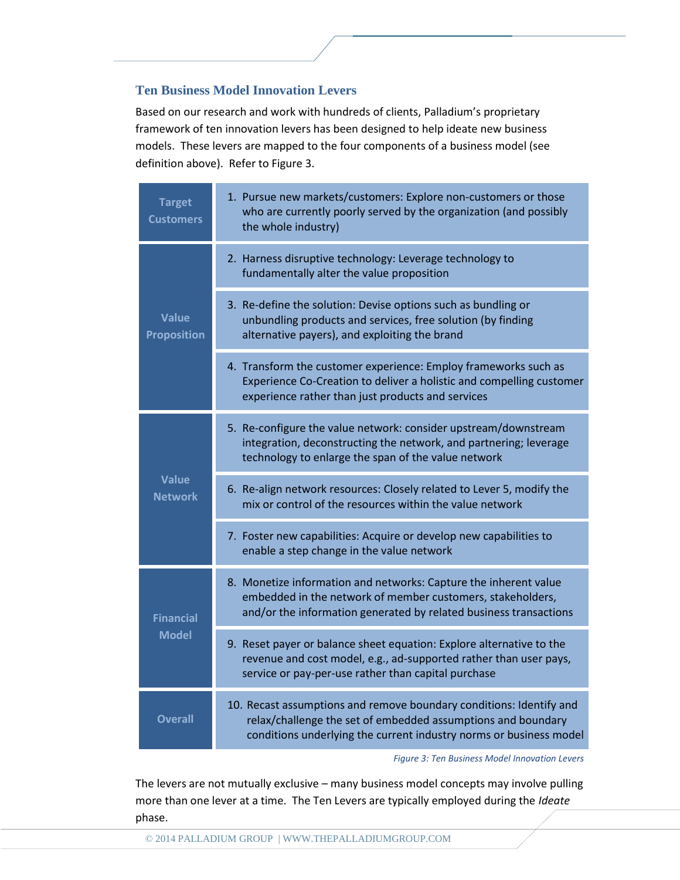## Ten Business Model Innovation Levers

Based on our research and work with hundreds of clients, Palladium's proprietary framework of ten innovation levers has been designed to help ideate new business models. These levers are mapped to the four components of a business model (see definition above). Refer to Figure 3.

| Component | Lever |
|---|---|
| Target Customers | 1. Pursue new markets/customers: Explore non-customers or those who are currently poorly served by the organization (and possibly the whole industry) |
| Value Proposition | 2. Harness disruptive technology: Leverage technology to fundamentally alter the value proposition |
| | 3. Re-define the solution: Devise options such as bundling or unbundling products and services, free solution (by finding alternative payers), and exploiting the brand |
| | 4. Transform the customer experience: Employ frameworks such as Experience Co-Creation to deliver a holistic and compelling customer experience rather than just products and services |
| Value Network | 5. Re-configure the value network: consider upstream/downstream integration, deconstructing the network, and partnering; leverage technology to enlarge the span of the value network |
| | 6. Re-align network resources: Closely related to Lever 5, modify the mix or control of the resources within the value network |
| | 7. Foster new capabilities: Acquire or develop new capabilities to enable a step change in the value network |
| Financial Model | 8. Monetize information and networks: Capture the inherent value embedded in the network of member customers, stakeholders, and/or the information generated by related business transactions |
| | 9. Reset payer or balance sheet equation: Explore alternative to the revenue and cost model, e.g., ad-supported rather than user pays, service or pay-per-use rather than capital purchase |
| Overall | 10. Recast assumptions and remove boundary conditions: Identify and relax/challenge the set of embedded assumptions and boundary conditions underlying the current industry norms or business model |

*Figure 3: Ten Business Model Innovation Levers*

The levers are not mutually exclusive – many business model concepts may involve pulling more than one lever at a time. The Ten Levers are typically employed during the *Ideate* phase.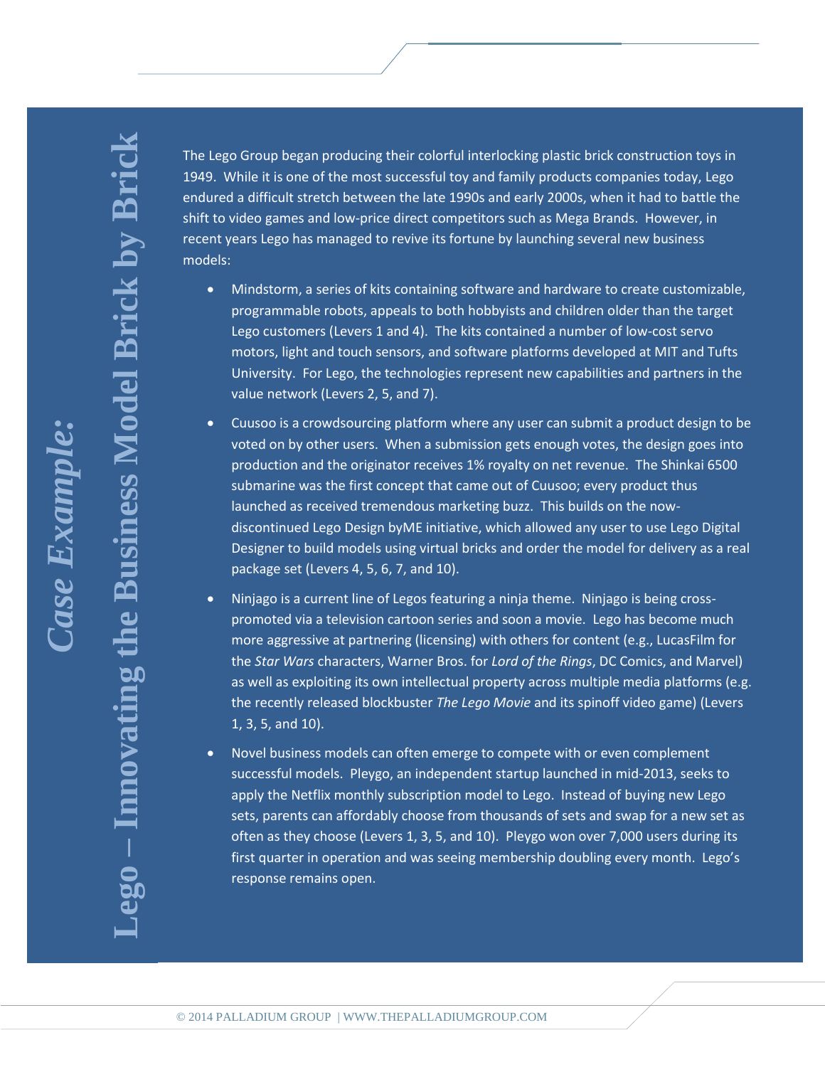# *Case Example:* Lego – Innovating the Business Model Brick by Brick

The Lego Group began producing their colorful interlocking plastic brick construction toys in 1949. While it is one of the most successful toy and family products companies today, Lego endured a difficult stretch between the late 1990s and early 2000s, when it had to battle the shift to video games and low-price direct competitors such as Mega Brands. However, in recent years Lego has managed to revive its fortune by launching several new business models:

- Mindstorm, a series of kits containing software and hardware to create customizable, programmable robots, appeals to both hobbyists and children older than the target Lego customers (Levers 1 and 4). The kits contained a number of low-cost servo motors, light and touch sensors, and software platforms developed at MIT and Tufts University. For Lego, the technologies represent new capabilities and partners in the value network (Levers 2, 5, and 7).
- Cuusoo is a crowdsourcing platform where any user can submit a product design to be voted on by other users. When a submission gets enough votes, the design goes into production and the originator receives 1% royalty on net revenue. The Shinkai 6500 submarine was the first concept that came out of Cuusoo; every product thus launched as received tremendous marketing buzz. This builds on the now-discontinued Lego Design byME initiative, which allowed any user to use Lego Digital Designer to build models using virtual bricks and order the model for delivery as a real package set (Levers 4, 5, 6, 7, and 10).
- Ninjago is a current line of Legos featuring a ninja theme. Ninjago is being cross-promoted via a television cartoon series and soon a movie. Lego has become much more aggressive at partnering (licensing) with others for content (e.g., LucasFilm for the *Star Wars* characters, Warner Bros. for *Lord of the Rings*, DC Comics, and Marvel) as well as exploiting its own intellectual property across multiple media platforms (e.g. the recently released blockbuster *The Lego Movie* and its spinoff video game) (Levers 1, 3, 5, and 10).
- Novel business models can often emerge to compete with or even complement successful models. Pleygo, an independent startup launched in mid-2013, seeks to apply the Netflix monthly subscription model to Lego. Instead of buying new Lego sets, parents can affordably choose from thousands of sets and swap for a new set as often as they choose (Levers 1, 3, 5, and 10). Pleygo won over 7,000 users during its first quarter in operation and was seeing membership doubling every month. Lego's response remains open.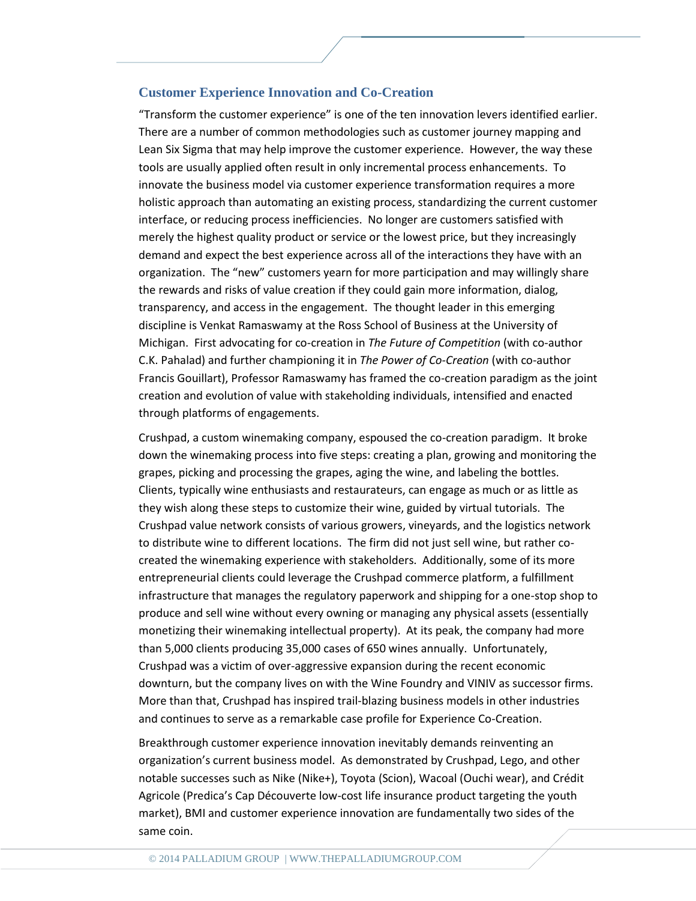## Customer Experience Innovation and Co-Creation

"Transform the customer experience" is one of the ten innovation levers identified earlier. There are a number of common methodologies such as customer journey mapping and Lean Six Sigma that may help improve the customer experience. However, the way these tools are usually applied often result in only incremental process enhancements. To innovate the business model via customer experience transformation requires a more holistic approach than automating an existing process, standardizing the current customer interface, or reducing process inefficiencies. No longer are customers satisfied with merely the highest quality product or service or the lowest price, but they increasingly demand and expect the best experience across all of the interactions they have with an organization. The "new" customers yearn for more participation and may willingly share the rewards and risks of value creation if they could gain more information, dialog, transparency, and access in the engagement. The thought leader in this emerging discipline is Venkat Ramaswamy at the Ross School of Business at the University of Michigan. First advocating for co-creation in *The Future of Competition* (with co-author C.K. Pahalad) and further championing it in *The Power of Co-Creation* (with co-author Francis Gouillart), Professor Ramaswamy has framed the co-creation paradigm as the joint creation and evolution of value with stakeholding individuals, intensified and enacted through platforms of engagements.

Crushpad, a custom winemaking company, espoused the co-creation paradigm. It broke down the winemaking process into five steps: creating a plan, growing and monitoring the grapes, picking and processing the grapes, aging the wine, and labeling the bottles. Clients, typically wine enthusiasts and restaurateurs, can engage as much or as little as they wish along these steps to customize their wine, guided by virtual tutorials. The Crushpad value network consists of various growers, vineyards, and the logistics network to distribute wine to different locations. The firm did not just sell wine, but rather co-created the winemaking experience with stakeholders. Additionally, some of its more entrepreneurial clients could leverage the Crushpad commerce platform, a fulfillment infrastructure that manages the regulatory paperwork and shipping for a one-stop shop to produce and sell wine without every owning or managing any physical assets (essentially monetizing their winemaking intellectual property). At its peak, the company had more than 5,000 clients producing 35,000 cases of 650 wines annually. Unfortunately, Crushpad was a victim of over-aggressive expansion during the recent economic downturn, but the company lives on with the Wine Foundry and VINIV as successor firms. More than that, Crushpad has inspired trail-blazing business models in other industries and continues to serve as a remarkable case profile for Experience Co-Creation.

Breakthrough customer experience innovation inevitably demands reinventing an organization's current business model. As demonstrated by Crushpad, Lego, and other notable successes such as Nike (Nike+), Toyota (Scion), Wacoal (Ouchi wear), and Crédit Agricole (Predica's Cap Découverte low-cost life insurance product targeting the youth market), BMI and customer experience innovation are fundamentally two sides of the same coin.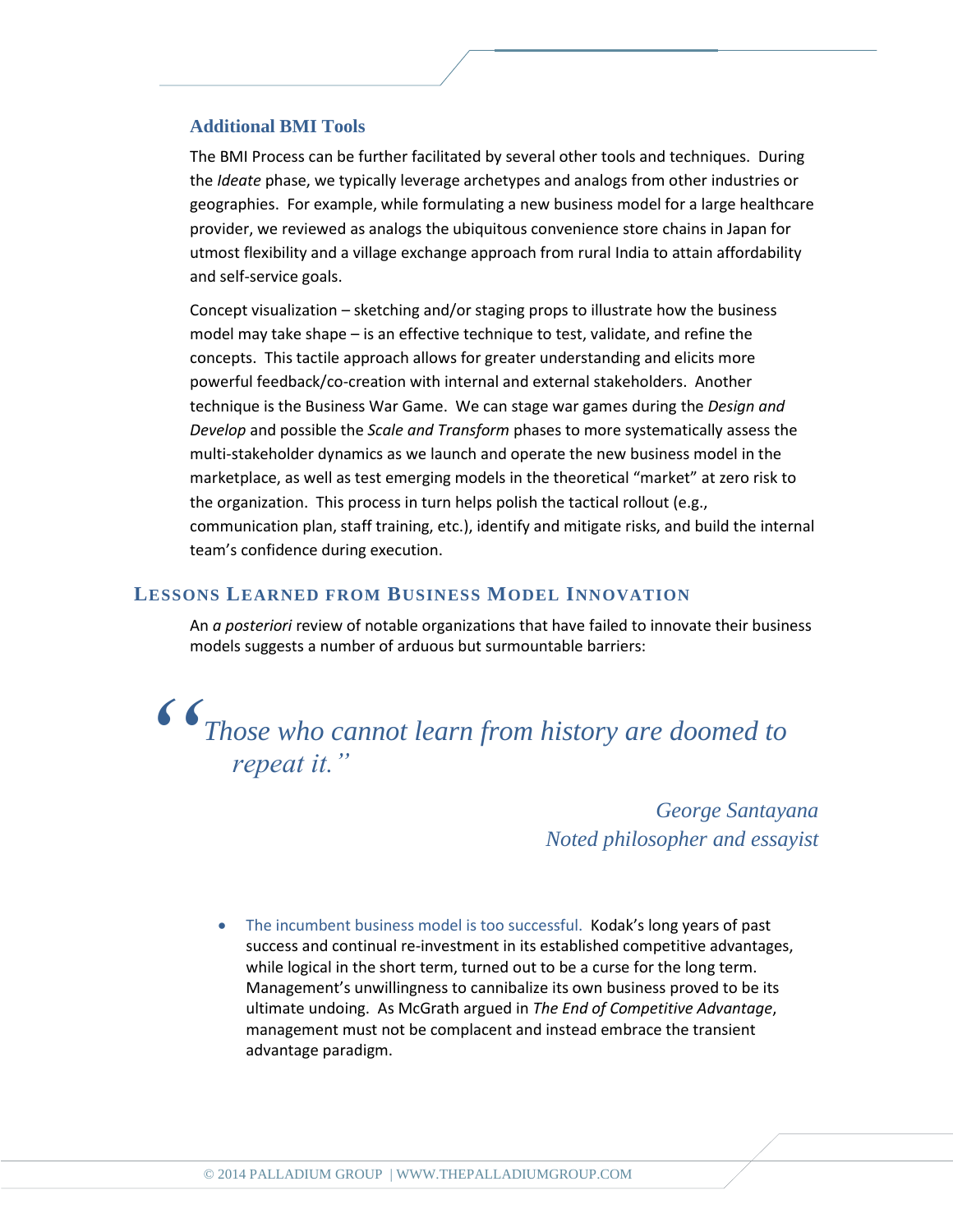### Additional BMI Tools

The BMI Process can be further facilitated by several other tools and techniques. During the *Ideate* phase, we typically leverage archetypes and analogs from other industries or geographies. For example, while formulating a new business model for a large healthcare provider, we reviewed as analogs the ubiquitous convenience store chains in Japan for utmost flexibility and a village exchange approach from rural India to attain affordability and self-service goals.

Concept visualization – sketching and/or staging props to illustrate how the business model may take shape – is an effective technique to test, validate, and refine the concepts. This tactile approach allows for greater understanding and elicits more powerful feedback/co-creation with internal and external stakeholders. Another technique is the Business War Game. We can stage war games during the *Design and Develop* and possible the *Scale and Transform* phases to more systematically assess the multi-stakeholder dynamics as we launch and operate the new business model in the marketplace, as well as test emerging models in the theoretical "market" at zero risk to the organization. This process in turn helps polish the tactical rollout (e.g., communication plan, staff training, etc.), identify and mitigate risks, and build the internal team's confidence during execution.

## Lessons Learned from Business Model Innovation

An *a posteriori* review of notable organizations that have failed to innovate their business models suggests a number of arduous but surmountable barriers:

> *"Those who cannot learn from history are doomed to repeat it."*
>
> *George Santayana*
> *Noted philosopher and essayist*

- The incumbent business model is too successful. Kodak's long years of past success and continual re-investment in its established competitive advantages, while logical in the short term, turned out to be a curse for the long term. Management's unwillingness to cannibalize its own business proved to be its ultimate undoing. As McGrath argued in *The End of Competitive Advantage*, management must not be complacent and instead embrace the transient advantage paradigm.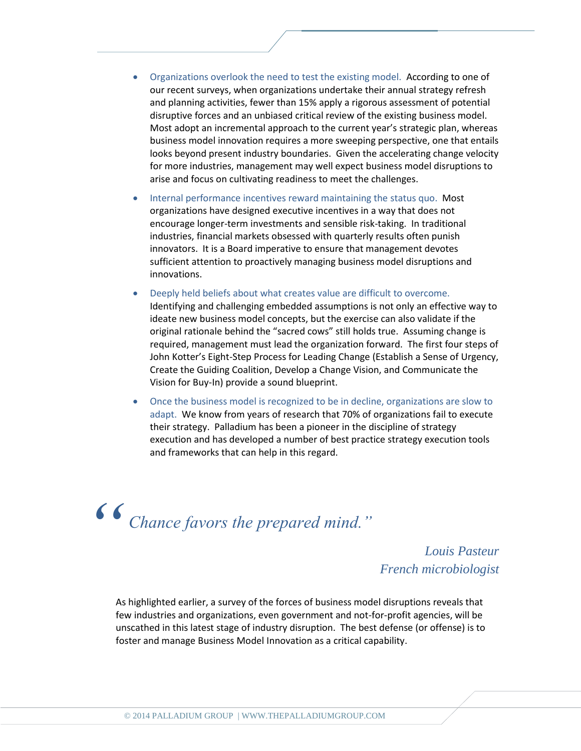- Organizations overlook the need to test the existing model. According to one of our recent surveys, when organizations undertake their annual strategy refresh and planning activities, fewer than 15% apply a rigorous assessment of potential disruptive forces and an unbiased critical review of the existing business model. Most adopt an incremental approach to the current year's strategic plan, whereas business model innovation requires a more sweeping perspective, one that entails looks beyond present industry boundaries. Given the accelerating change velocity for more industries, management may well expect business model disruptions to arise and focus on cultivating readiness to meet the challenges.
- Internal performance incentives reward maintaining the status quo. Most organizations have designed executive incentives in a way that does not encourage longer-term investments and sensible risk-taking. In traditional industries, financial markets obsessed with quarterly results often punish innovators. It is a Board imperative to ensure that management devotes sufficient attention to proactively managing business model disruptions and innovations.
- Deeply held beliefs about what creates value are difficult to overcome. Identifying and challenging embedded assumptions is not only an effective way to ideate new business model concepts, but the exercise can also validate if the original rationale behind the "sacred cows" still holds true. Assuming change is required, management must lead the organization forward. The first four steps of John Kotter's Eight-Step Process for Leading Change (Establish a Sense of Urgency, Create the Guiding Coalition, Develop a Change Vision, and Communicate the Vision for Buy-In) provide a sound blueprint.
- Once the business model is recognized to be in decline, organizations are slow to adapt. We know from years of research that 70% of organizations fail to execute their strategy. Palladium has been a pioneer in the discipline of strategy execution and has developed a number of best practice strategy execution tools and frameworks that can help in this regard.

> *"Chance favors the prepared mind."*
>
> *Louis Pasteur*
> *French microbiologist*

As highlighted earlier, a survey of the forces of business model disruptions reveals that few industries and organizations, even government and not-for-profit agencies, will be unscathed in this latest stage of industry disruption. The best defense (or offense) is to foster and manage Business Model Innovation as a critical capability.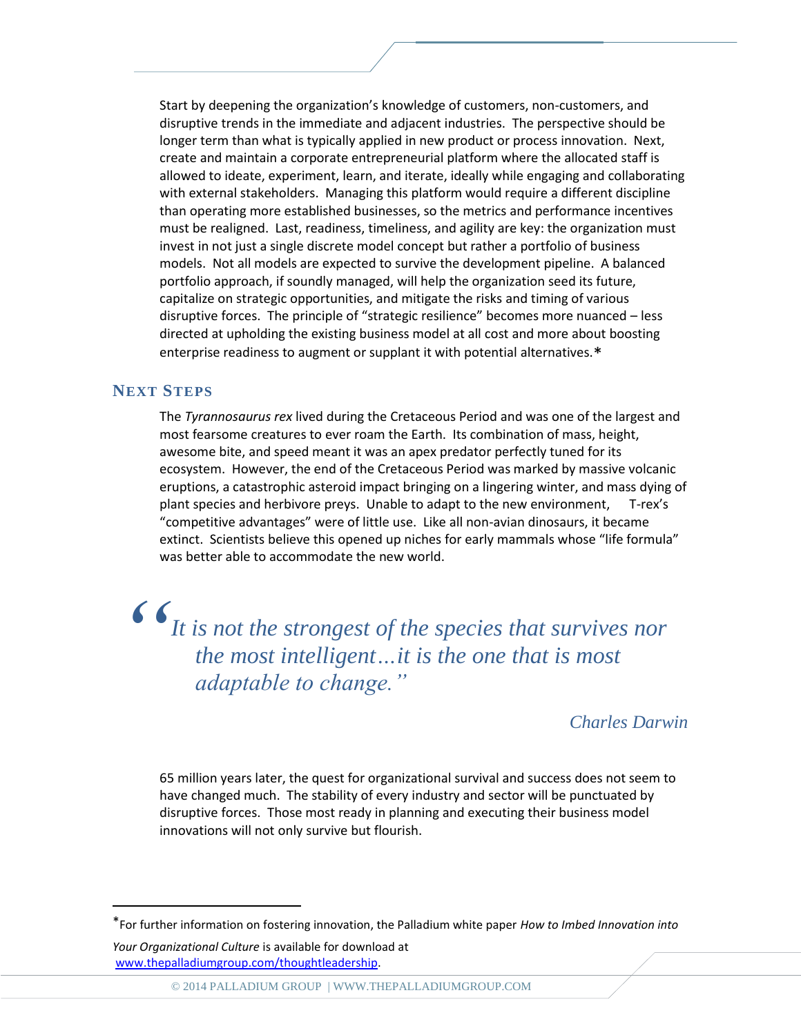Start by deepening the organization's knowledge of customers, non-customers, and disruptive trends in the immediate and adjacent industries. The perspective should be longer term than what is typically applied in new product or process innovation. Next, create and maintain a corporate entrepreneurial platform where the allocated staff is allowed to ideate, experiment, learn, and iterate, ideally while engaging and collaborating with external stakeholders. Managing this platform would require a different discipline than operating more established businesses, so the metrics and performance incentives must be realigned. Last, readiness, timeliness, and agility are key: the organization must invest in not just a single discrete model concept but rather a portfolio of business models. Not all models are expected to survive the development pipeline. A balanced portfolio approach, if soundly managed, will help the organization seed its future, capitalize on strategic opportunities, and mitigate the risks and timing of various disruptive forces. The principle of "strategic resilience" becomes more nuanced – less directed at upholding the existing business model at all cost and more about boosting enterprise readiness to augment or supplant it with potential alternatives.*

## Next Steps

The *Tyrannosaurus rex* lived during the Cretaceous Period and was one of the largest and most fearsome creatures to ever roam the Earth. Its combination of mass, height, awesome bite, and speed meant it was an apex predator perfectly tuned for its ecosystem. However, the end of the Cretaceous Period was marked by massive volcanic eruptions, a catastrophic asteroid impact bringing on a lingering winter, and mass dying of plant species and herbivore preys. Unable to adapt to the new environment, T-rex's "competitive advantages" were of little use. Like all non-avian dinosaurs, it became extinct. Scientists believe this opened up niches for early mammals whose "life formula" was better able to accommodate the new world.

> *"It is not the strongest of the species that survives nor the most intelligent…it is the one that is most adaptable to change."*
>
> *Charles Darwin*

65 million years later, the quest for organizational survival and success does not seem to have changed much. The stability of every industry and sector will be punctuated by disruptive forces. Those most ready in planning and executing their business model innovations will not only survive but flourish.

---

*For further information on fostering innovation, the Palladium white paper *How to Imbed Innovation into Your Organizational Culture* is available for download at www.thepalladiumgroup.com/thoughtleadership.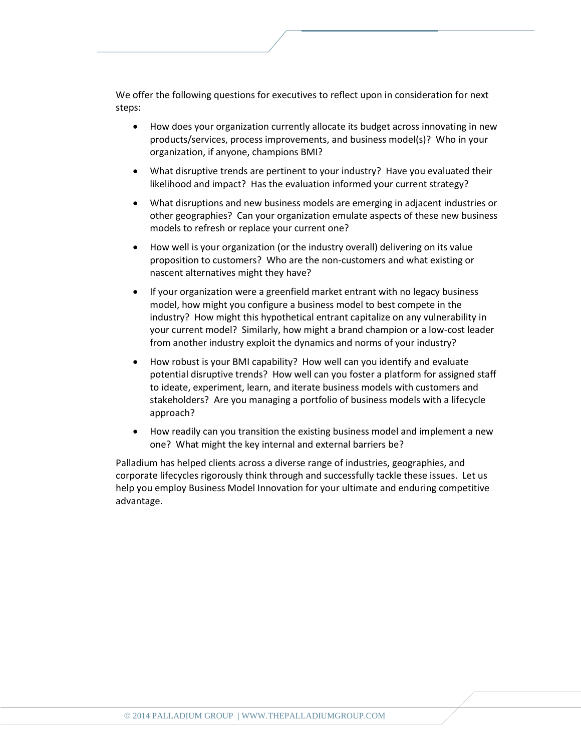We offer the following questions for executives to reflect upon in consideration for next steps:

- How does your organization currently allocate its budget across innovating in new products/services, process improvements, and business model(s)? Who in your organization, if anyone, champions BMI?
- What disruptive trends are pertinent to your industry? Have you evaluated their likelihood and impact? Has the evaluation informed your current strategy?
- What disruptions and new business models are emerging in adjacent industries or other geographies? Can your organization emulate aspects of these new business models to refresh or replace your current one?
- How well is your organization (or the industry overall) delivering on its value proposition to customers? Who are the non-customers and what existing or nascent alternatives might they have?
- If your organization were a greenfield market entrant with no legacy business model, how might you configure a business model to best compete in the industry? How might this hypothetical entrant capitalize on any vulnerability in your current model? Similarly, how might a brand champion or a low-cost leader from another industry exploit the dynamics and norms of your industry?
- How robust is your BMI capability? How well can you identify and evaluate potential disruptive trends? How well can you foster a platform for assigned staff to ideate, experiment, learn, and iterate business models with customers and stakeholders? Are you managing a portfolio of business models with a lifecycle approach?
- How readily can you transition the existing business model and implement a new one? What might the key internal and external barriers be?

Palladium has helped clients across a diverse range of industries, geographies, and corporate lifecycles rigorously think through and successfully tackle these issues. Let us help you employ Business Model Innovation for your ultimate and enduring competitive advantage.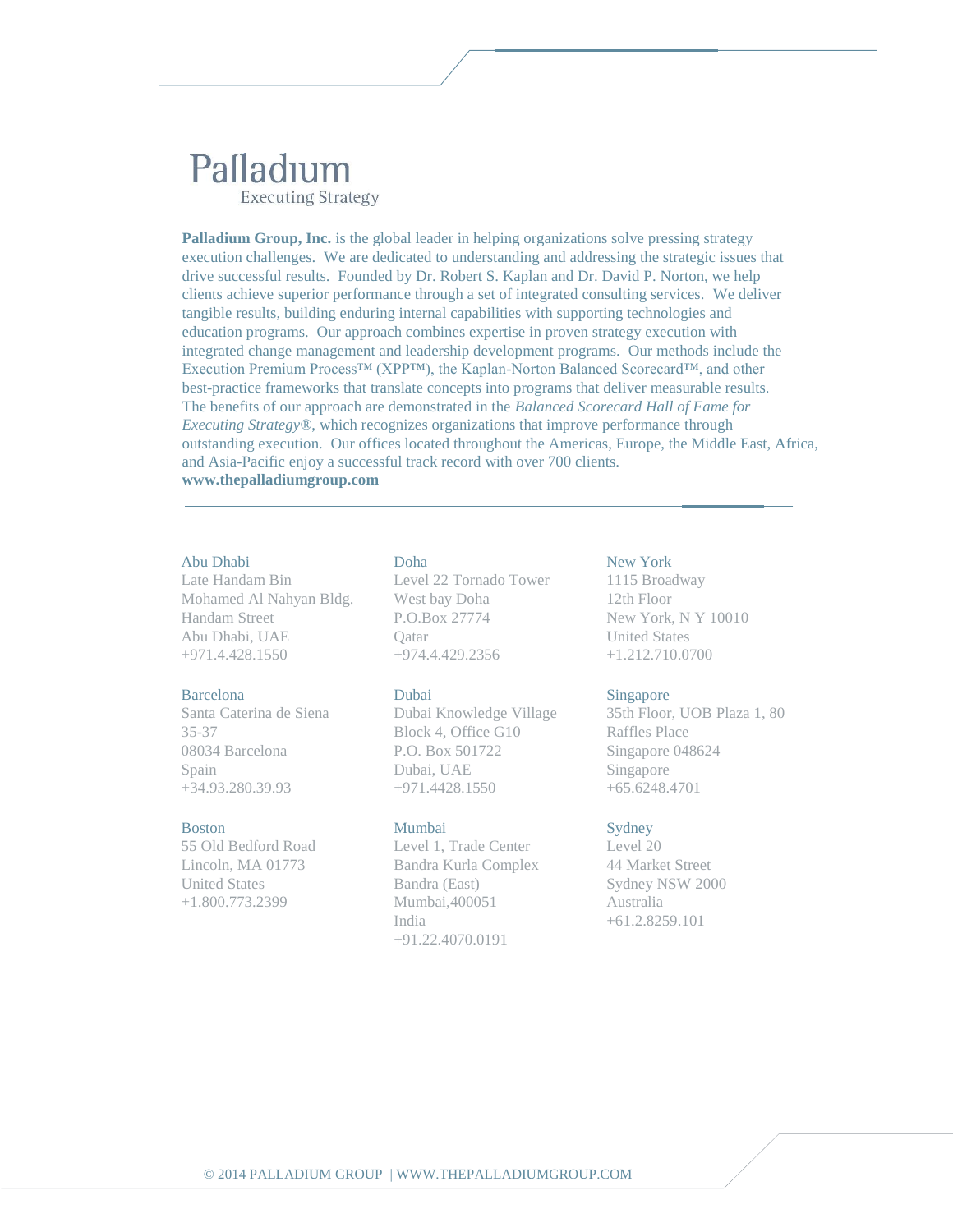# Palladium

Executing Strategy

**Palladium Group, Inc.** is the global leader in helping organizations solve pressing strategy execution challenges. We are dedicated to understanding and addressing the strategic issues that drive successful results. Founded by Dr. Robert S. Kaplan and Dr. David P. Norton, we help clients achieve superior performance through a set of integrated consulting services. We deliver tangible results, building enduring internal capabilities with supporting technologies and education programs. Our approach combines expertise in proven strategy execution with integrated change management and leadership development programs. Our methods include the Execution Premium Process™ (XPP™), the Kaplan-Norton Balanced Scorecard™, and other best-practice frameworks that translate concepts into programs that deliver measurable results. The benefits of our approach are demonstrated in the *Balanced Scorecard Hall of Fame for Executing Strategy®*, which recognizes organizations that improve performance through outstanding execution. Our offices located throughout the Americas, Europe, the Middle East, Africa, and Asia-Pacific enjoy a successful track record with over 700 clients.
**www.thepalladiumgroup.com**

---

**Abu Dhabi**
Late Handam Bin
Mohamed Al Nahyan Bldg.
Handam Street
Abu Dhabi, UAE
+971.4.428.1550

**Barcelona**
Santa Caterina de Siena
35-37
08034 Barcelona
Spain
+34.93.280.39.93

**Boston**
55 Old Bedford Road
Lincoln, MA 01773
United States
+1.800.773.2399

**Doha**
Level 22 Tornado Tower
West bay Doha
P.O.Box 27774
Qatar
+974.4.429.2356

**Dubai**
Dubai Knowledge Village
Block 4, Office G10
P.O. Box 501722
Dubai, UAE
+971.4428.1550

**Mumbai**
Level 1, Trade Center
Bandra Kurla Complex
Bandra (East)
Mumbai,400051
India
+91.22.4070.0191

**New York**
1115 Broadway
12th Floor
New York, N Y 10010
United States
+1.212.710.0700

**Singapore**
35th Floor, UOB Plaza 1, 80
Raffles Place
Singapore 048624
Singapore
+65.6248.4701

**Sydney**
Level 20
44 Market Street
Sydney NSW 2000
Australia
+61.2.8259.101